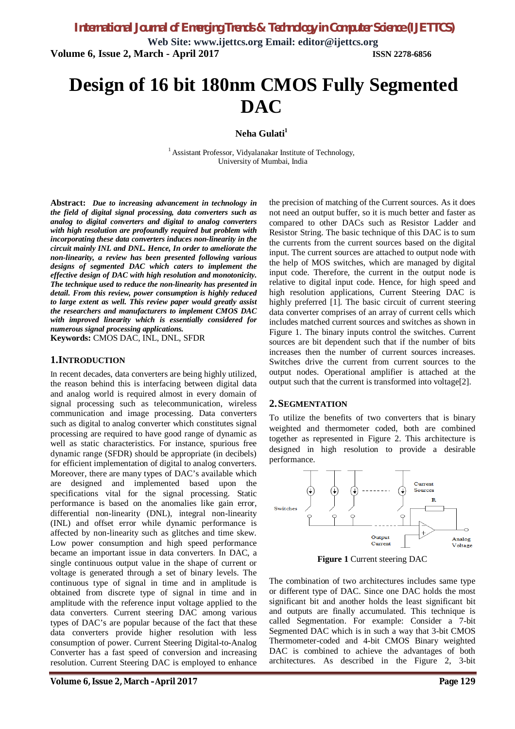# Design of 16 bit 180nm CMOS Fully Segmented DAC

**Neha Gulati**[1]

[1] Assistant Professor, Vidyalanakar Institute of Technology, University of Mumbai, India

**Abstract:** ***Due to increasing advancement in technology in the field of digital signal processing, data converters such as analog to digital converters and digital to analog converters with high resolution are profoundly required but problem with incorporating these data converters induces non-linearity in the circuit mainly INL and DNL. Hence, In order to ameliorate the non-linearity, a review has been presented following various designs of segmented DAC which caters to implement the effective design of DAC with high resolution and monotonicity. The technique used to reduce the non-linearity has presented in detail. From this review, power consumption is highly reduced to large extent as well. This review paper would greatly assist the researchers and manufacturers to implement CMOS DAC with improved linearity which is essentially considered for numerous signal processing applications.***

**Keywords:** CMOS DAC, INL, DNL, SFDR

## 1. INTRODUCTION

In recent decades, data converters are being highly utilized, the reason behind this is interfacing between digital data and analog world is required almost in every domain of signal processing such as telecommunication, wireless communication and image processing. Data converters such as digital to analog converter which constitutes signal processing are required to have good range of dynamic as well as static characteristics. For instance, spurious free dynamic range (SFDR) should be appropriate (in decibels) for efficient implementation of digital to analog converters. Moreover, there are many types of DAC's available which are designed and implemented based upon the specifications vital for the signal processing. Static performance is based on the anomalies like gain error, differential non-linearity (DNL), integral non-linearity (INL) and offset error while dynamic performance is affected by non-linearity such as glitches and time skew. Low power consumption and high speed performance became an important issue in data converters. In DAC, a single continuous output value in the shape of current or voltage is generated through a set of binary levels. The continuous type of signal in time and in amplitude is obtained from discrete type of signal in time and in amplitude with the reference input voltage applied to the data converters. Current steering DAC among various types of DAC's are popular because of the fact that these data converters provide higher resolution with less consumption of power. Current Steering Digital-to-Analog Converter has a fast speed of conversion and increasing resolution. Current Steering DAC is employed to enhance the precision of matching of the Current sources. As it does not need an output buffer, so it is much better and faster as compared to other DACs such as Resistor Ladder and Resistor String. The basic technique of this DAC is to sum the currents from the current sources based on the digital input. The current sources are attached to output node with the help of MOS switches, which are managed by digital input code. Therefore, the current in the output node is relative to digital input code. Hence, for high speed and high resolution applications, Current Steering DAC is highly preferred [1]. The basic circuit of current steering data converter comprises of an array of current cells which includes matched current sources and switches as shown in Figure 1. The binary inputs control the switches. Current sources are bit dependent such that if the number of bits increases then the number of current sources increases. Switches drive the current from current sources to the output nodes. Operational amplifier is attached at the output such that the current is transformed into voltage[2].

## 2. SEGMENTATION

To utilize the benefits of two converters that is binary weighted and thermometer coded, both are combined together as represented in Figure 2. This architecture is designed in high resolution to provide a desirable performance.

**Figure 1** Current steering DAC

The combination of two architectures includes same type or different type of DAC. Since one DAC holds the most significant bit and another holds the least significant bit and outputs are finally accumulated. This technique is called Segmentation. For example: Consider a 7-bit Segmented DAC which is in such a way that 3-bit CMOS Thermometer-coded and 4-bit CMOS Binary weighted DAC is combined to achieve the advantages of both architectures. As described in the Figure 2, 3-bit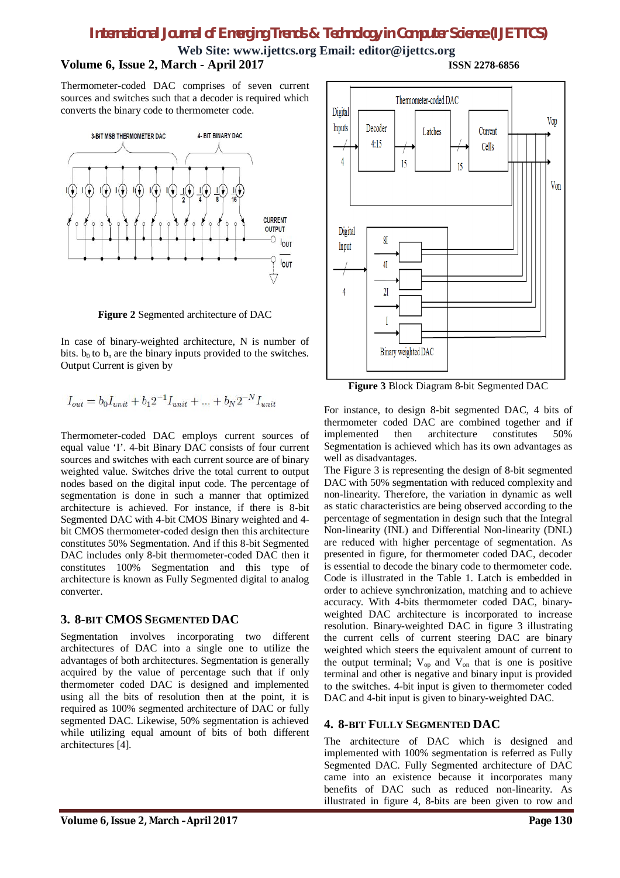Thermometer-coded DAC comprises of seven current sources and switches such that a decoder is required which converts the binary code to thermometer code.

**Figure 2** Segmented architecture of DAC

In case of binary-weighted architecture, N is number of bits. $b_0$ to $b_n$ are the binary inputs provided to the switches. Output Current is given by

$$I_{out} = b_0 I_{unit} + b_1 2^{-1} I_{unit} + \ldots + b_N 2^{-N} I_{unit}$$

Thermometer-coded DAC employs current sources of equal value 'I'. 4-bit Binary DAC consists of four current sources and switches with each current source are of binary weighted value. Switches drive the total current to output nodes based on the digital input code. The percentage of segmentation is done in such a manner that optimized architecture is achieved. For instance, if there is 8-bit Segmented DAC with 4-bit CMOS Binary weighted and 4-bit CMOS thermometer-coded design then this architecture constitutes 50% Segmentation. And if this 8-bit Segmented DAC includes only 8-bit thermometer-coded DAC then it constitutes 100% Segmentation and this type of architecture is known as Fully Segmented digital to analog converter.

## 3. 8-BIT CMOS SEGMENTED DAC

Segmentation involves incorporating two different architectures of DAC into a single one to utilize the advantages of both architectures. Segmentation is generally acquired by the value of percentage such that if only thermometer coded DAC is designed and implemented using all the bits of resolution then at the point, it is required as 100% segmented architecture of DAC or fully segmented DAC. Likewise, 50% segmentation is achieved while utilizing equal amount of bits of both different architectures [4].

**Figure 3** Block Diagram 8-bit Segmented DAC

For instance, to design 8-bit segmented DAC, 4 bits of thermometer coded DAC are combined together and if implemented then architecture constitutes 50% Segmentation is achieved which has its own advantages as well as disadvantages.

The Figure 3 is representing the design of 8-bit segmented DAC with 50% segmentation with reduced complexity and non-linearity. Therefore, the variation in dynamic as well as static characteristics are being observed according to the percentage of segmentation in design such that the Integral Non-linearity (INL) and Differential Non-linearity (DNL) are reduced with higher percentage of segmentation. As presented in figure, for thermometer coded DAC, decoder is essential to decode the binary code to thermometer code. Code is illustrated in the Table 1. Latch is embedded in order to achieve synchronization, matching and to achieve accuracy. With 4-bits thermometer coded DAC, binary-weighted DAC architecture is incorporated to increase resolution. Binary-weighted DAC in figure 3 illustrating the current cells of current steering DAC are binary weighted which steers the equivalent amount of current to the output terminal; $V_{op}$ and $V_{on}$ that is one is positive terminal and other is negative and binary input is provided to the switches. 4-bit input is given to thermometer coded DAC and 4-bit input is given to binary-weighted DAC.

## 4. 8-BIT FULLY SEGMENTED DAC

The architecture of DAC which is designed and implemented with 100% segmentation is referred as Fully Segmented DAC. Fully Segmented architecture of DAC came into an existence because it incorporates many benefits of DAC such as reduced non-linearity. As illustrated in figure 4, 8-bits are been given to row and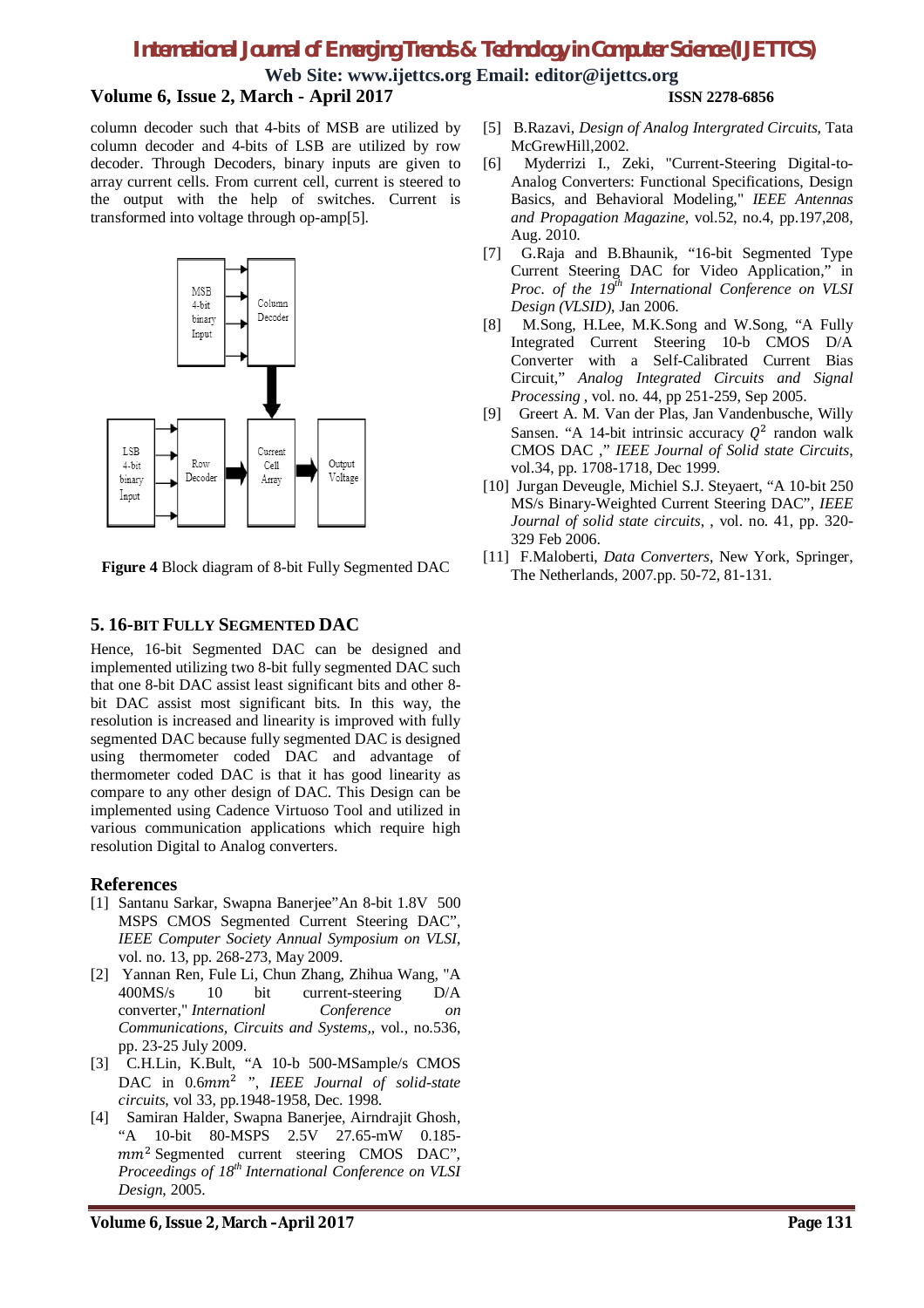column decoder such that 4-bits of MSB are utilized by column decoder and 4-bits of LSB are utilized by row decoder. Through Decoders, binary inputs are given to array current cells. From current cell, current is steered to the output with the help of switches. Current is transformed into voltage through op-amp[5].

MSB 4-bit binary Input

Column Decoder

LSB 4-bit binary Input

Row Decoder

Current Cell Array

Output Voltage

**Figure 4** Block diagram of 8-bit Fully Segmented DAC

## 5. 16-BIT FULLY SEGMENTED DAC

Hence, 16-bit Segmented DAC can be designed and implemented utilizing two 8-bit fully segmented DAC such that one 8-bit DAC assist least significant bits and other 8-bit DAC assist most significant bits. In this way, the resolution is increased and linearity is improved with fully segmented DAC because fully segmented DAC is designed using thermometer coded DAC and advantage of thermometer coded DAC is that it has good linearity as compare to any other design of DAC. This Design can be implemented using Cadence Virtuoso Tool and utilized in various communication applications which require high resolution Digital to Analog converters.

## References

[1] Santanu Sarkar, Swapna Banerjee"An 8-bit 1.8V 500 MSPS CMOS Segmented Current Steering DAC", *IEEE Computer Society Annual Symposium on VLSI*, vol. no. 13, pp. 268-273, May 2009.

[2] Yannan Ren, Fule Li, Chun Zhang, Zhihua Wang, "A 400MS/s 10 bit current-steering D/A converter," *Internationl Conference on Communications, Circuits and Systems,*, vol., no.536, pp. 23-25 July 2009.

[3] C.H.Lin, K.Bult, "A 10-b 500-MSample/s CMOS DAC in 0.6$mm^2$ ", *IEEE Journal of solid-state circuits*, vol 33, pp.1948-1958, Dec. 1998.

[4] Samiran Halder, Swapna Banerjee, Airndrajit Ghosh, "A 10-bit 80-MSPS 2.5V 27.65-mW 0.185-$mm^2$ Segmented current steering CMOS DAC", *Proceedings of 18th International Conference on VLSI Design*, 2005.

[5] B.Razavi, *Design of Analog Intergrated Circuits*, Tata McGrewHill,2002.

[6] Myderrizi I., Zeki, "Current-Steering Digital-to-Analog Converters: Functional Specifications, Design Basics, and Behavioral Modeling," *IEEE Antennas and Propagation Magazine*, vol.52, no.4, pp.197,208, Aug. 2010.

[7] G.Raja and B.Bhaunik, "16-bit Segmented Type Current Steering DAC for Video Application," in *Proc. of the 19th International Conference on VLSI Design (VLSID)*, Jan 2006.

[8] M.Song, H.Lee, M.K.Song and W.Song, "A Fully Integrated Current Steering 10-b CMOS D/A Converter with a Self-Calibrated Current Bias Circuit," *Analog Integrated Circuits and Signal Processing* , vol. no. 44, pp 251-259, Sep 2005.

[9] Greert A. M. Van der Plas, Jan Vandenbusche, Willy Sansen. "A 14-bit intrinsic accuracy $Q^2$ randon walk CMOS DAC ," *IEEE Journal of Solid state Circuits*, vol.34, pp. 1708-1718, Dec 1999.

[10] Jurgan Deveugle, Michiel S.J. Steyaert, "A 10-bit 250 MS/s Binary-Weighted Current Steering DAC", *IEEE Journal of solid state circuits*, , vol. no. 41, pp. 320-329 Feb 2006.

[11] F.Maloberti, *Data Converters*, New York, Springer, The Netherlands, 2007.pp. 50-72, 81-131.